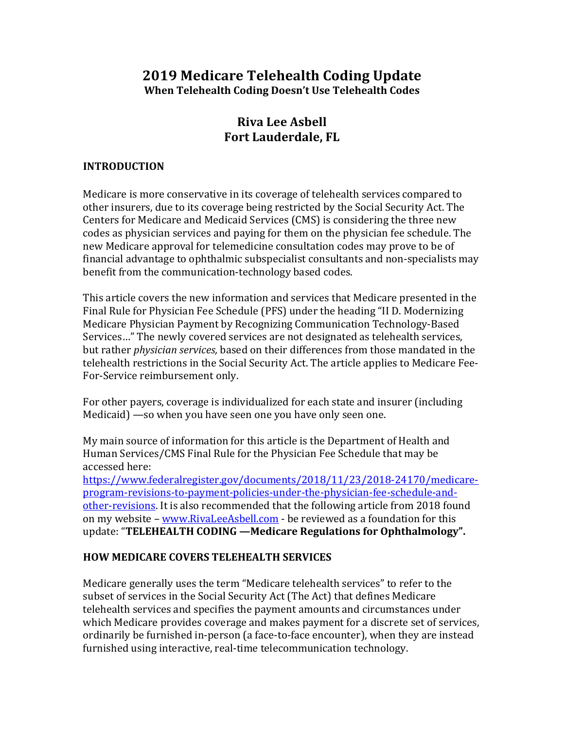# 2019 Medicare Telehealth Coding Update

**When Telehealth Coding Doesn't Use Telehealth Codes**

## Riva Lee Asbell
## Fort Lauderdale, FL

### INTRODUCTION

Medicare is more conservative in its coverage of telehealth services compared to other insurers, due to its coverage being restricted by the Social Security Act. The Centers for Medicare and Medicaid Services (CMS) is considering the three new codes as physician services and paying for them on the physician fee schedule. The new Medicare approval for telemedicine consultation codes may prove to be of financial advantage to ophthalmic subspecialist consultants and non-specialists may benefit from the communication-technology based codes.

This article covers the new information and services that Medicare presented in the Final Rule for Physician Fee Schedule (PFS) under the heading "II D. Modernizing Medicare Physician Payment by Recognizing Communication Technology-Based Services…" The newly covered services are not designated as telehealth services, but rather *physician services,* based on their differences from those mandated in the telehealth restrictions in the Social Security Act. The article applies to Medicare Fee-For-Service reimbursement only.

For other payers, coverage is individualized for each state and insurer (including Medicaid) —so when you have seen one you have only seen one.

My main source of information for this article is the Department of Health and Human Services/CMS Final Rule for the Physician Fee Schedule that may be accessed here: [https://www.federalregister.gov/documents/2018/11/23/2018-24170/medicare-program-revisions-to-payment-policies-under-the-physician-fee-schedule-and-other-revisions](https://www.federalregister.gov/documents/2018/11/23/2018-24170/medicare-program-revisions-to-payment-policies-under-the-physician-fee-schedule-and-other-revisions). It is also recommended that the following article from 2018 found on my website – [www.RivaLeeAsbell.com](http://www.RivaLeeAsbell.com) - be reviewed as a foundation for this update: "**TELEHEALTH CODING —Medicare Regulations for Ophthalmology".**

### HOW MEDICARE COVERS TELEHEALTH SERVICES

Medicare generally uses the term "Medicare telehealth services" to refer to the subset of services in the Social Security Act (The Act) that defines Medicare telehealth services and specifies the payment amounts and circumstances under which Medicare provides coverage and makes payment for a discrete set of services, ordinarily be furnished in-person (a face-to-face encounter), when they are instead furnished using interactive, real-time telecommunication technology.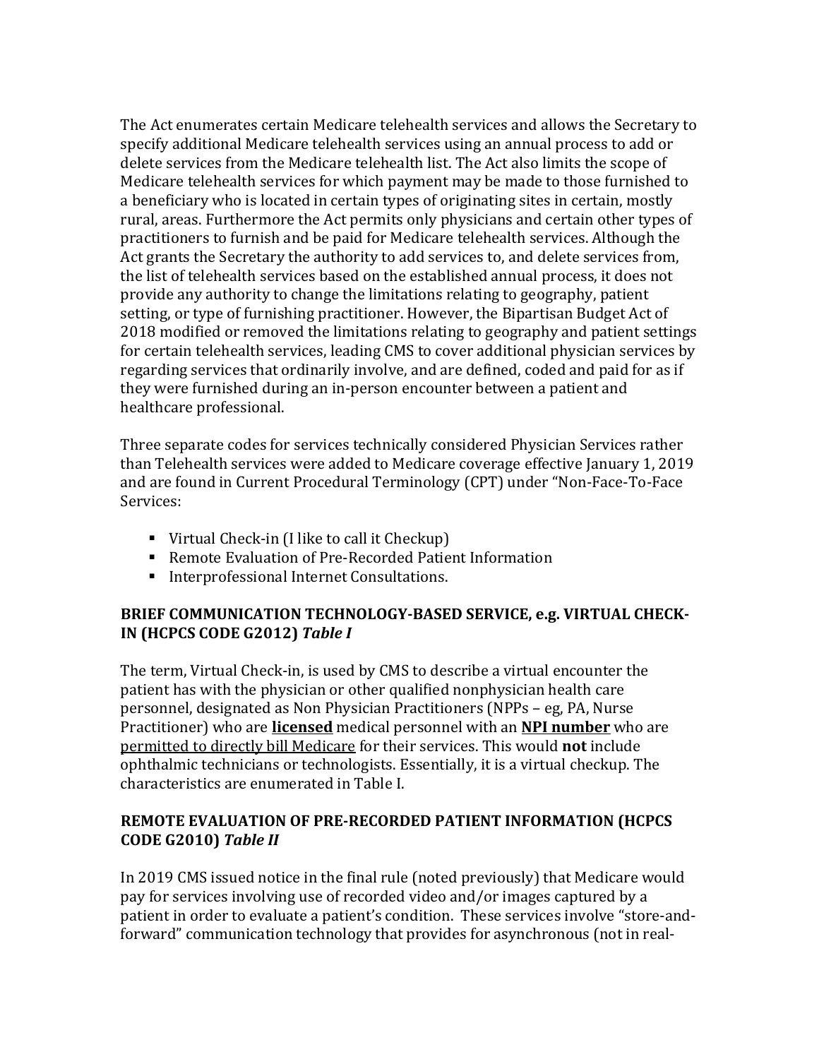The Act enumerates certain Medicare telehealth services and allows the Secretary to specify additional Medicare telehealth services using an annual process to add or delete services from the Medicare telehealth list. The Act also limits the scope of Medicare telehealth services for which payment may be made to those furnished to a beneficiary who is located in certain types of originating sites in certain, mostly rural, areas. Furthermore the Act permits only physicians and certain other types of practitioners to furnish and be paid for Medicare telehealth services. Although the Act grants the Secretary the authority to add services to, and delete services from, the list of telehealth services based on the established annual process, it does not provide any authority to change the limitations relating to geography, patient setting, or type of furnishing practitioner. However, the Bipartisan Budget Act of 2018 modified or removed the limitations relating to geography and patient settings for certain telehealth services, leading CMS to cover additional physician services by regarding services that ordinarily involve, and are defined, coded and paid for as if they were furnished during an in-person encounter between a patient and healthcare professional.

Three separate codes for services technically considered Physician Services rather than Telehealth services were added to Medicare coverage effective January 1, 2019 and are found in Current Procedural Terminology (CPT) under "Non-Face-To-Face Services:

- Virtual Check-in (I like to call it Checkup)
- Remote Evaluation of Pre-Recorded Patient Information
- Interprofessional Internet Consultations.

### BRIEF COMMUNICATION TECHNOLOGY-BASED SERVICE, e.g. VIRTUAL CHECK-IN (HCPCS CODE G2012) *Table I*

The term, Virtual Check-in, is used by CMS to describe a virtual encounter the patient has with the physician or other qualified nonphysician health care personnel, designated as Non Physician Practitioners (NPPs – eg, PA, Nurse Practitioner) who are **licensed** medical personnel with an **NPI number** who are permitted to directly bill Medicare for their services. This would **not** include ophthalmic technicians or technologists. Essentially, it is a virtual checkup. The characteristics are enumerated in Table I.

### REMOTE EVALUATION OF PRE-RECORDED PATIENT INFORMATION (HCPCS CODE G2010) *Table II*

In 2019 CMS issued notice in the final rule (noted previously) that Medicare would pay for services involving use of recorded video and/or images captured by a patient in order to evaluate a patient's condition. These services involve "store-and-forward" communication technology that provides for asynchronous (not in real-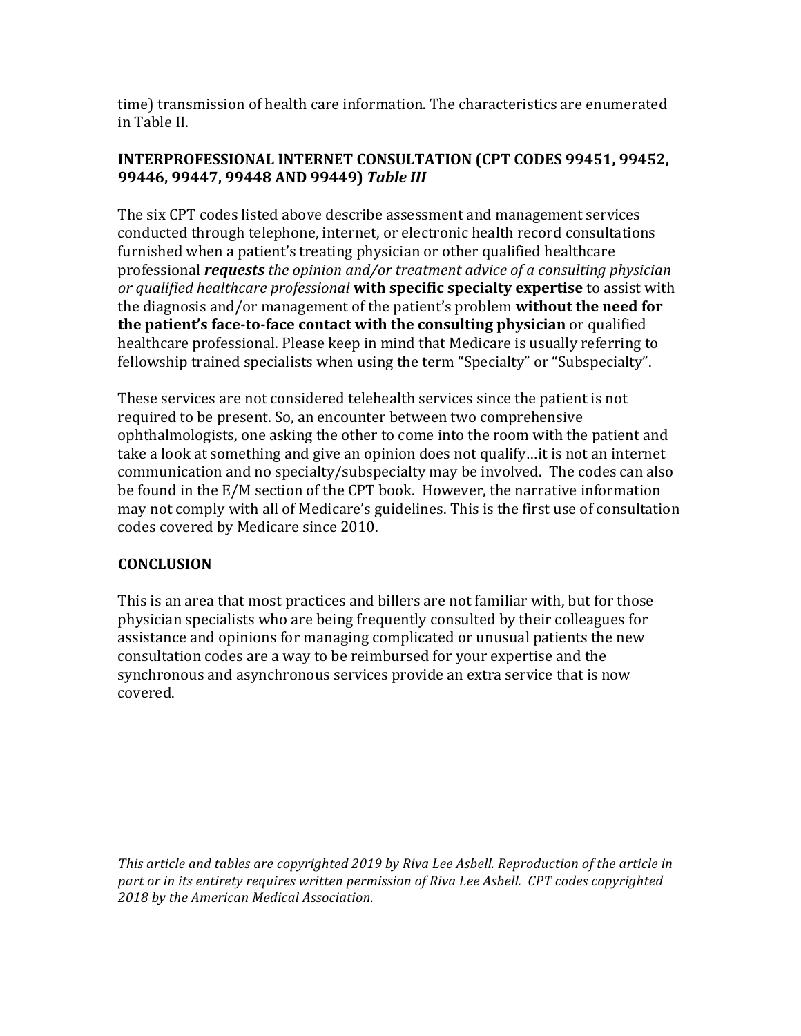time) transmission of health care information. The characteristics are enumerated in Table II.

### INTERPROFESSIONAL INTERNET CONSULTATION (CPT CODES 99451, 99452, 99446, 99447, 99448 AND 99449) *Table III*

The six CPT codes listed above describe assessment and management services conducted through telephone, internet, or electronic health record consultations furnished when a patient's treating physician or other qualified healthcare professional ***requests*** *the opinion and/or treatment advice of a consulting physician or qualified healthcare professional* **with specific specialty expertise** to assist with the diagnosis and/or management of the patient's problem **without the need for the patient's face-to-face contact with the consulting physician** or qualified healthcare professional. Please keep in mind that Medicare is usually referring to fellowship trained specialists when using the term "Specialty" or "Subspecialty".

These services are not considered telehealth services since the patient is not required to be present. So, an encounter between two comprehensive ophthalmologists, one asking the other to come into the room with the patient and take a look at something and give an opinion does not qualify…it is not an internet communication and no specialty/subspecialty may be involved. The codes can also be found in the E/M section of the CPT book. However, the narrative information may not comply with all of Medicare's guidelines. This is the first use of consultation codes covered by Medicare since 2010.

### CONCLUSION

This is an area that most practices and billers are not familiar with, but for those physician specialists who are being frequently consulted by their colleagues for assistance and opinions for managing complicated or unusual patients the new consultation codes are a way to be reimbursed for your expertise and the synchronous and asynchronous services provide an extra service that is now covered.

*This article and tables are copyrighted 2019 by Riva Lee Asbell. Reproduction of the article in part or in its entirety requires written permission of Riva Lee Asbell. CPT codes copyrighted 2018 by the American Medical Association.*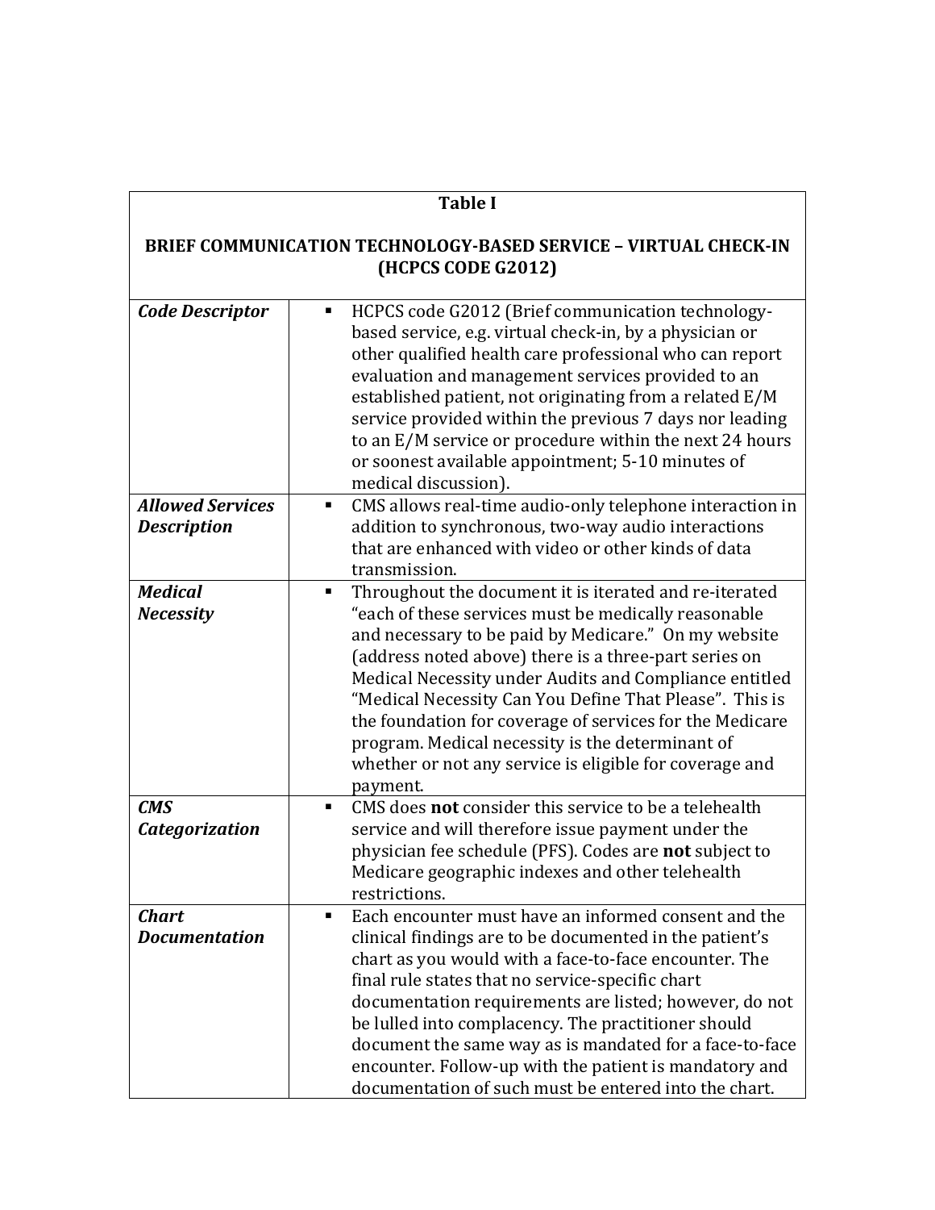| Table I<br><br>BRIEF COMMUNICATION TECHNOLOGY-BASED SERVICE – VIRTUAL CHECK-IN (HCPCS CODE G2012) | |
|---|---|
| ***Code Descriptor*** | ▪ HCPCS code G2012 (Brief communication technology-based service, e.g. virtual check-in, by a physician or other qualified health care professional who can report evaluation and management services provided to an established patient, not originating from a related E/M service provided within the previous 7 days nor leading to an E/M service or procedure within the next 24 hours or soonest available appointment; 5-10 minutes of medical discussion). |
| ***Allowed Services Description*** | ▪ CMS allows real-time audio-only telephone interaction in addition to synchronous, two-way audio interactions that are enhanced with video or other kinds of data transmission. |
| ***Medical Necessity*** | ▪ Throughout the document it is iterated and re-iterated "each of these services must be medically reasonable and necessary to be paid by Medicare." On my website (address noted above) there is a three-part series on Medical Necessity under Audits and Compliance entitled "Medical Necessity Can You Define That Please". This is the foundation for coverage of services for the Medicare program. Medical necessity is the determinant of whether or not any service is eligible for coverage and payment. |
| ***CMS Categorization*** | ▪ CMS does **not** consider this service to be a telehealth service and will therefore issue payment under the physician fee schedule (PFS). Codes are **not** subject to Medicare geographic indexes and other telehealth restrictions. |
| ***Chart Documentation*** | ▪ Each encounter must have an informed consent and the clinical findings are to be documented in the patient's chart as you would with a face-to-face encounter. The final rule states that no service-specific chart documentation requirements are listed; however, do not be lulled into complacency. The practitioner should document the same way as is mandated for a face-to-face encounter. Follow-up with the patient is mandatory and documentation of such must be entered into the chart. |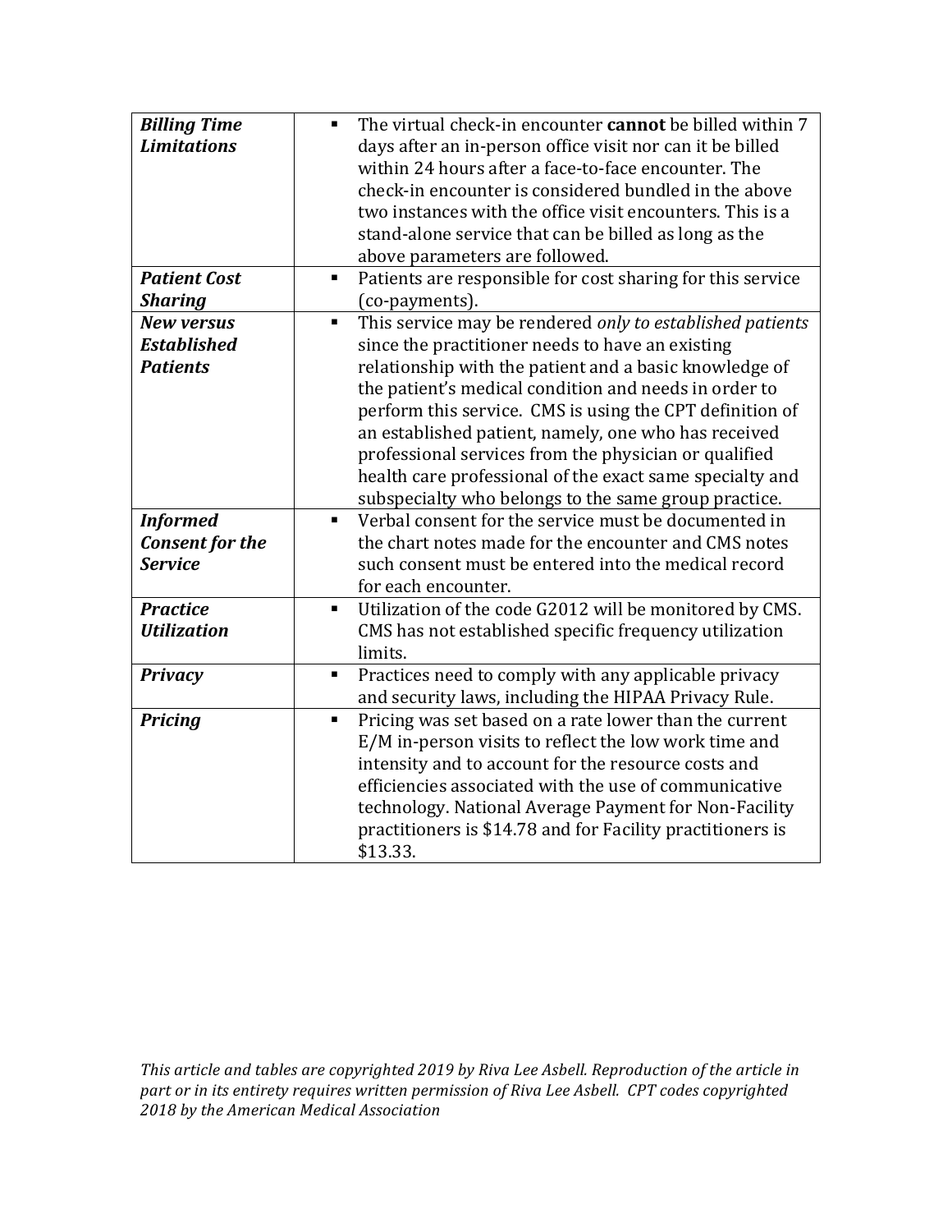| *Billing Time Limitations* | ▪ The virtual check-in encounter **cannot** be billed within 7 days after an in-person office visit nor can it be billed within 24 hours after a face-to-face encounter. The check-in encounter is considered bundled in the above two instances with the office visit encounters. This is a stand-alone service that can be billed as long as the above parameters are followed. |
|---|---|
| ***Patient Cost Sharing*** | ▪ Patients are responsible for cost sharing for this service (co-payments). |
| ***New versus Established Patients*** | ▪ This service may be rendered *only to established patients* since the practitioner needs to have an existing relationship with the patient and a basic knowledge of the patient's medical condition and needs in order to perform this service. CMS is using the CPT definition of an established patient, namely, one who has received professional services from the physician or qualified health care professional of the exact same specialty and subspecialty who belongs to the same group practice. |
| ***Informed Consent for the Service*** | ▪ Verbal consent for the service must be documented in the chart notes made for the encounter and CMS notes such consent must be entered into the medical record for each encounter. |
| ***Practice Utilization*** | ▪ Utilization of the code G2012 will be monitored by CMS. CMS has not established specific frequency utilization limits. |
| ***Privacy*** | ▪ Practices need to comply with any applicable privacy and security laws, including the HIPAA Privacy Rule. |
| ***Pricing*** | ▪ Pricing was set based on a rate lower than the current E/M in-person visits to reflect the low work time and intensity and to account for the resource costs and efficiencies associated with the use of communicative technology. National Average Payment for Non-Facility practitioners is $14.78 and for Facility practitioners is $13.33. |

*This article and tables are copyrighted 2019 by Riva Lee Asbell. Reproduction of the article in part or in its entirety requires written permission of Riva Lee Asbell. CPT codes copyrighted 2018 by the American Medical Association*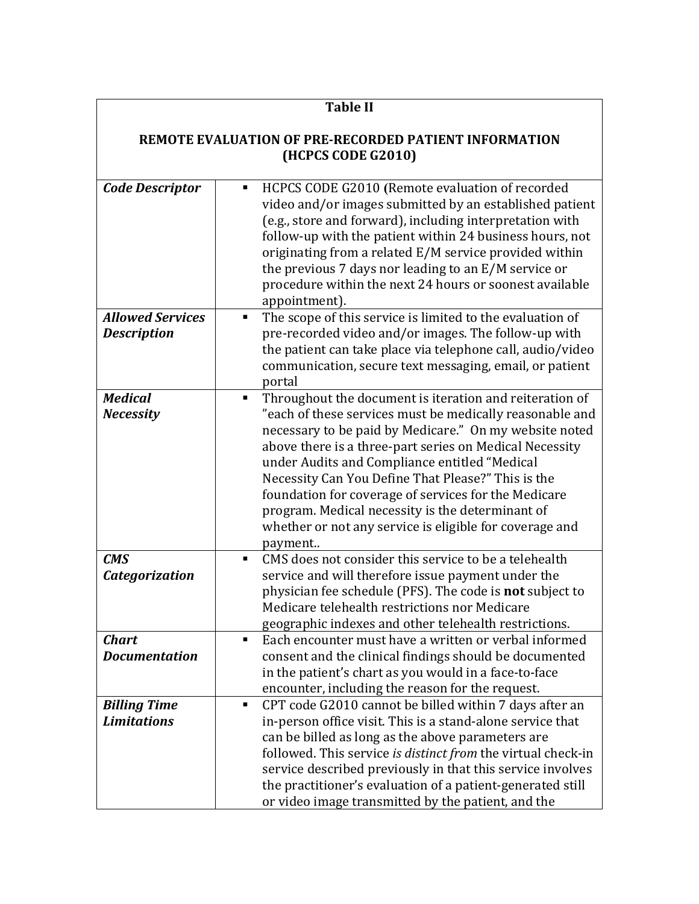| **Table II**<br><br>**REMOTE EVALUATION OF PRE-RECORDED PATIENT INFORMATION (HCPCS CODE G2010)** | |
|---|---|
| ***Code Descriptor*** | ▪ HCPCS CODE G2010 **(**Remote evaluation of recorded video and/or images submitted by an established patient (e.g., store and forward), including interpretation with follow-up with the patient within 24 business hours, not originating from a related E/M service provided within the previous 7 days nor leading to an E/M service or procedure within the next 24 hours or soonest available appointment). |
| ***Allowed Services Description*** | ▪ The scope of this service is limited to the evaluation of pre-recorded video and/or images. The follow-up with the patient can take place via telephone call, audio/video communication, secure text messaging, email, or patient portal |
| ***Medical Necessity*** | ▪ Throughout the document is iteration and reiteration of "each of these services must be medically reasonable and necessary to be paid by Medicare." On my website noted above there is a three-part series on Medical Necessity under Audits and Compliance entitled "Medical Necessity Can You Define That Please?" This is the foundation for coverage of services for the Medicare program. Medical necessity is the determinant of whether or not any service is eligible for coverage and payment.. |
| ***CMS Categorization*** | ▪ CMS does not consider this service to be a telehealth service and will therefore issue payment under the physician fee schedule (PFS). The code is **not** subject to Medicare telehealth restrictions nor Medicare geographic indexes and other telehealth restrictions. |
| ***Chart Documentation*** | ▪ Each encounter must have a written or verbal informed consent and the clinical findings should be documented in the patient's chart as you would in a face-to-face encounter, including the reason for the request. |
| ***Billing Time Limitations*** | ▪ CPT code G2010 cannot be billed within 7 days after an in-person office visit. This is a stand-alone service that can be billed as long as the above parameters are followed. This service *is distinct from* the virtual check-in service described previously in that this service involves the practitioner's evaluation of a patient-generated still or video image transmitted by the patient, and the |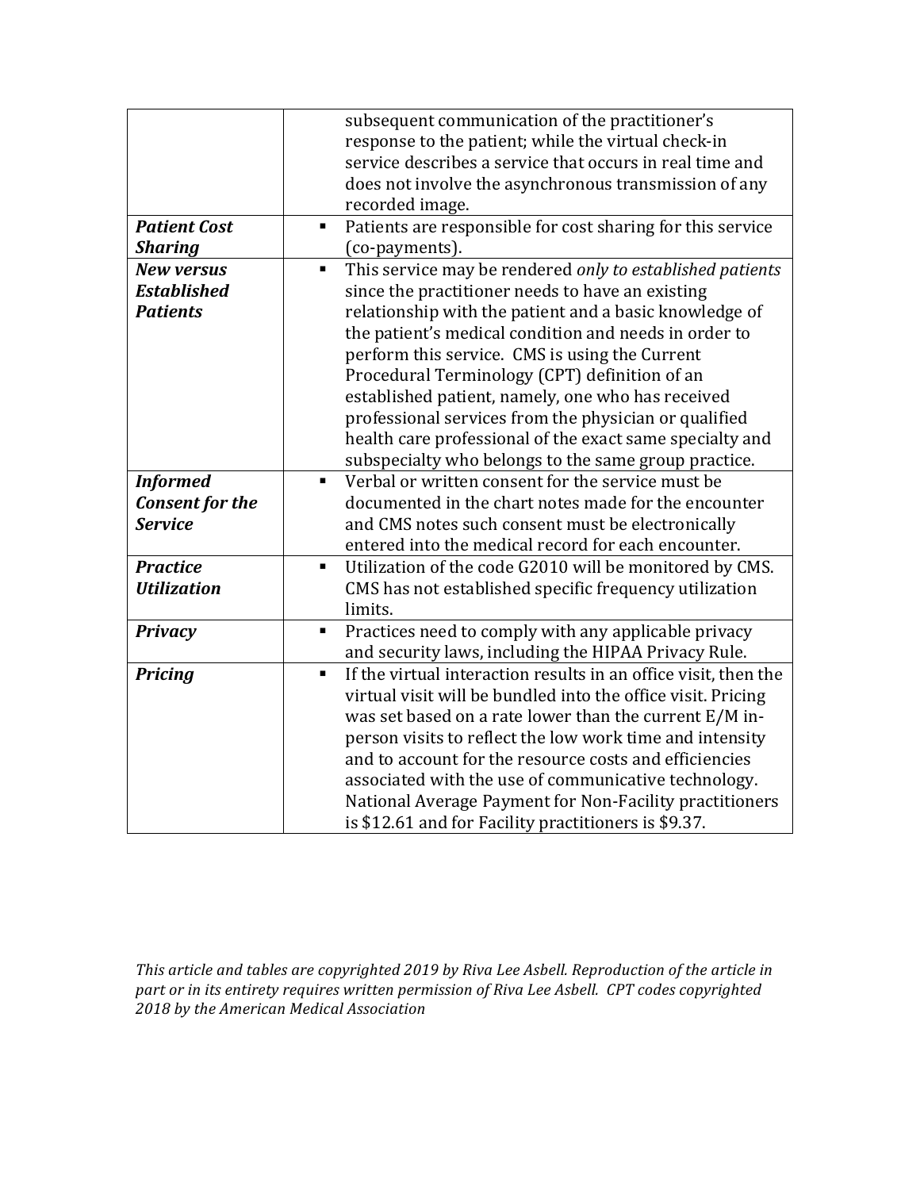| | |
|---|---|
| | subsequent communication of the practitioner's response to the patient; while the virtual check-in service describes a service that occurs in real time and does not involve the asynchronous transmission of any recorded image. |
| ***Patient Cost Sharing*** | ▪ Patients are responsible for cost sharing for this service (co-payments). |
| ***New versus Established Patients*** | ▪ This service may be rendered *only to established patients* since the practitioner needs to have an existing relationship with the patient and a basic knowledge of the patient's medical condition and needs in order to perform this service. CMS is using the Current Procedural Terminology (CPT) definition of an established patient, namely, one who has received professional services from the physician or qualified health care professional of the exact same specialty and subspecialty who belongs to the same group practice. |
| ***Informed Consent for the Service*** | ▪ Verbal or written consent for the service must be documented in the chart notes made for the encounter and CMS notes such consent must be electronically entered into the medical record for each encounter. |
| ***Practice Utilization*** | ▪ Utilization of the code G2010 will be monitored by CMS. CMS has not established specific frequency utilization limits. |
| ***Privacy*** | ▪ Practices need to comply with any applicable privacy and security laws, including the HIPAA Privacy Rule. |
| ***Pricing*** | ▪ If the virtual interaction results in an office visit, then the virtual visit will be bundled into the office visit. Pricing was set based on a rate lower than the current E/M in-person visits to reflect the low work time and intensity and to account for the resource costs and efficiencies associated with the use of communicative technology. National Average Payment for Non-Facility practitioners is $12.61 and for Facility practitioners is $9.37. |

*This article and tables are copyrighted 2019 by Riva Lee Asbell. Reproduction of the article in part or in its entirety requires written permission of Riva Lee Asbell. CPT codes copyrighted 2018 by the American Medical Association*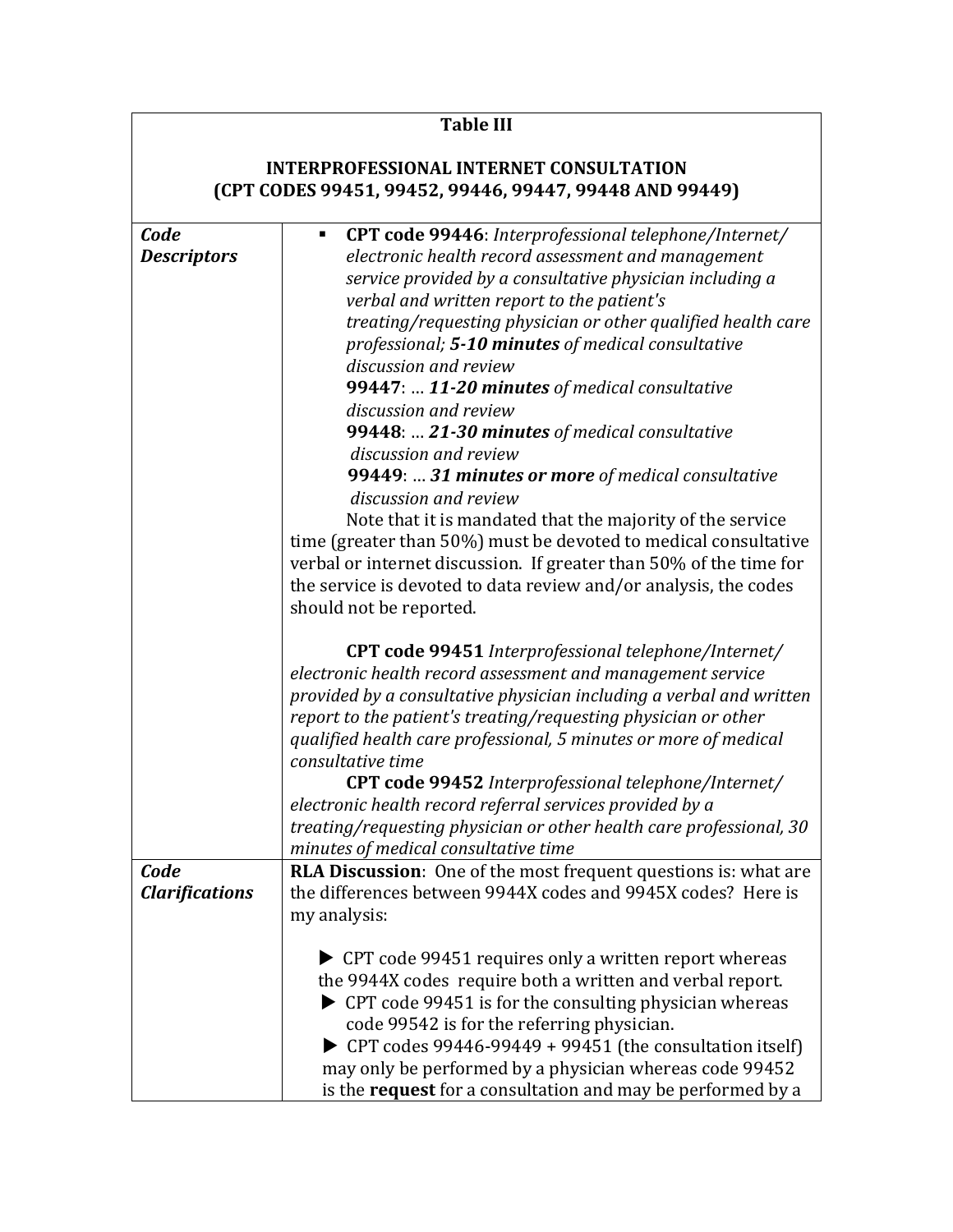| **Table III**<br><br>**INTERPROFESSIONAL INTERNET CONSULTATION (CPT CODES 99451, 99452, 99446, 99447, 99448 AND 99449)** | |
|---|---|
| ***Code Descriptors*** | ▪ **CPT code 99446**: *Interprofessional telephone/Internet/ electronic health record assessment and management service provided by a consultative physician including a verbal and written report to the patient's treating/requesting physician or other qualified health care professional;* ***5-10 minutes*** *of medical consultative discussion and review*<br>**99447**: … ***11-20 minutes*** *of medical consultative discussion and review*<br>**99448**: … ***21-30 minutes*** *of medical consultative discussion and review*<br>**99449**: … ***31 minutes or more*** *of medical consultative discussion and review*<br>Note that it is mandated that the majority of the service time (greater than 50%) must be devoted to medical consultative verbal or internet discussion. If greater than 50% of the time for the service is devoted to data review and/or analysis, the codes should not be reported.<br><br>**CPT code 99451** *Interprofessional telephone/Internet/ electronic health record assessment and management service provided by a consultative physician including a verbal and written report to the patient's treating/requesting physician or other qualified health care professional, 5 minutes or more of medical consultative time*<br>**CPT code 99452** *Interprofessional telephone/Internet/ electronic health record referral services provided by a treating/requesting physician or other health care professional, 30 minutes of medical consultative time* |
| ***Code Clarifications*** | **RLA Discussion**: One of the most frequent questions is: what are the differences between 9944X codes and 9945X codes? Here is my analysis:<br><br>▶ CPT code 99451 requires only a written report whereas the 9944X codes require both a written and verbal report.<br>▶ CPT code 99451 is for the consulting physician whereas code 99542 is for the referring physician.<br>▶ CPT codes 99446-99449 + 99451 (the consultation itself) may only be performed by a physician whereas code 99452 is the **request** for a consultation and may be performed by a |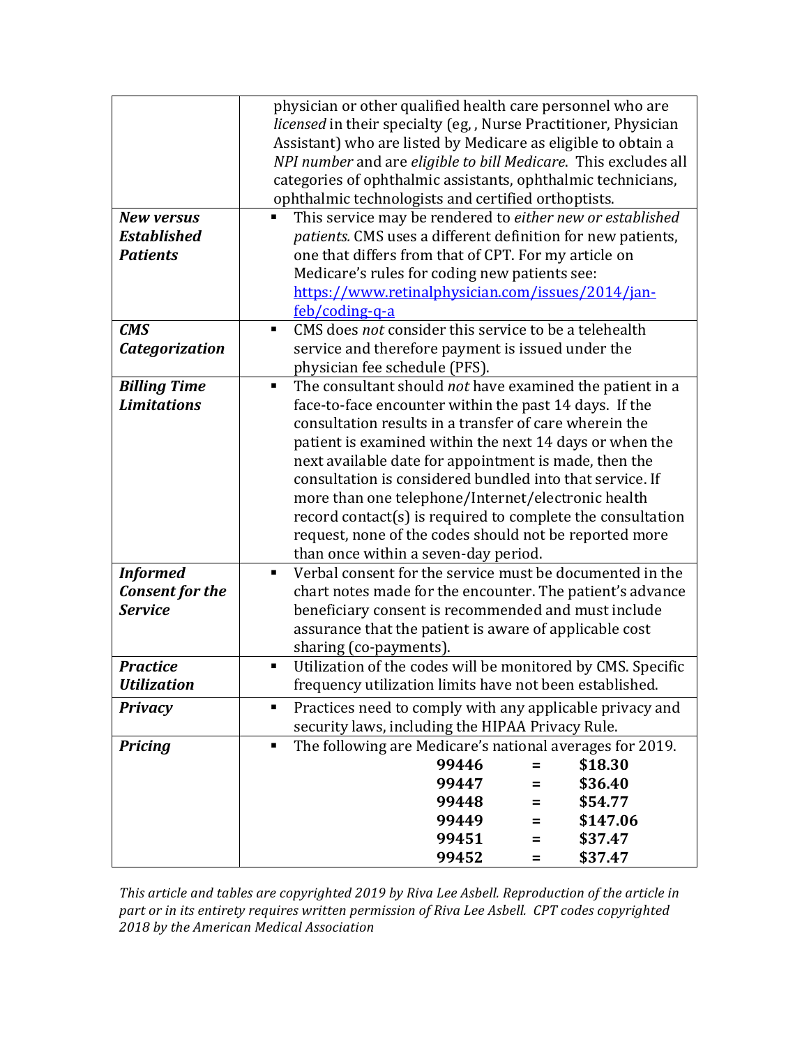| | |
|---|---|
| | physician or other qualified health care personnel who are *licensed* in their specialty (eg, , Nurse Practitioner, Physician Assistant) who are listed by Medicare as eligible to obtain a *NPI number* and are *eligible to bill Medicare*. This excludes all categories of ophthalmic assistants, ophthalmic technicians, ophthalmic technologists and certified orthoptists. |
| ***New versus Established Patients*** | ▪ This service may be rendered to *either new or established patients.* CMS uses a different definition for new patients, one that differs from that of CPT. For my article on Medicare's rules for coding new patients see: https://www.retinalphysician.com/issues/2014/jan-feb/coding-q-a |
| ***CMS Categorization*** | ▪ CMS does *not* consider this service to be a telehealth service and therefore payment is issued under the physician fee schedule (PFS). |
| ***Billing Time Limitations*** | ▪ The consultant should *not* have examined the patient in a face-to-face encounter within the past 14 days. If the consultation results in a transfer of care wherein the patient is examined within the next 14 days or when the next available date for appointment is made, then the consultation is considered bundled into that service. If more than one telephone/Internet/electronic health record contact(s) is required to complete the consultation request, none of the codes should not be reported more than once within a seven-day period. |
| ***Informed Consent for the Service*** | ▪ Verbal consent for the service must be documented in the chart notes made for the encounter. The patient's advance beneficiary consent is recommended and must include assurance that the patient is aware of applicable cost sharing (co-payments). |
| ***Practice Utilization*** | ▪ Utilization of the codes will be monitored by CMS. Specific frequency utilization limits have not been established. |
| ***Privacy*** | ▪ Practices need to comply with any applicable privacy and security laws, including the HIPAA Privacy Rule. |
| ***Pricing*** | ▪ The following are Medicare's national averages for 2019.<br>**99446 = $18.30**<br>**99447 = $36.40**<br>**99448 = $54.77**<br>**99449 = $147.06**<br>**99451 = $37.47**<br>**99452 = $37.47** |

*This article and tables are copyrighted 2019 by Riva Lee Asbell. Reproduction of the article in part or in its entirety requires written permission of Riva Lee Asbell. CPT codes copyrighted 2018 by the American Medical Association*